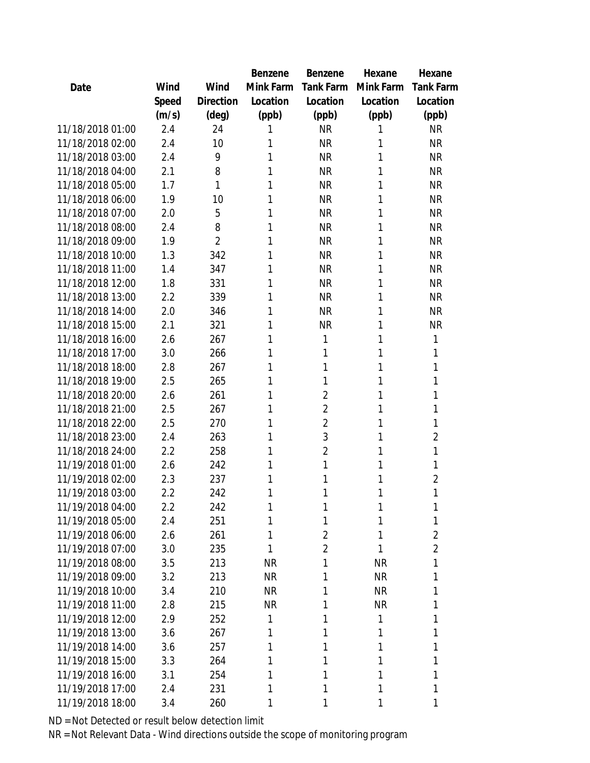| Date | Wind Speed (m/s) | Wind Direction (deg) | Benzene Mink Farm Location (ppb) | Benzene Tank Farm Location (ppb) | Hexane Mink Farm Location (ppb) | Hexane Tank Farm Location (ppb) |
|---|---|---|---|---|---|---|
| 11/18/2018 01:00 | 2.4 | 24 | 1 | NR | 1 | NR |
| 11/18/2018 02:00 | 2.4 | 10 | 1 | NR | 1 | NR |
| 11/18/2018 03:00 | 2.4 | 9 | 1 | NR | 1 | NR |
| 11/18/2018 04:00 | 2.1 | 8 | 1 | NR | 1 | NR |
| 11/18/2018 05:00 | 1.7 | 1 | 1 | NR | 1 | NR |
| 11/18/2018 06:00 | 1.9 | 10 | 1 | NR | 1 | NR |
| 11/18/2018 07:00 | 2.0 | 5 | 1 | NR | 1 | NR |
| 11/18/2018 08:00 | 2.4 | 8 | 1 | NR | 1 | NR |
| 11/18/2018 09:00 | 1.9 | 2 | 1 | NR | 1 | NR |
| 11/18/2018 10:00 | 1.3 | 342 | 1 | NR | 1 | NR |
| 11/18/2018 11:00 | 1.4 | 347 | 1 | NR | 1 | NR |
| 11/18/2018 12:00 | 1.8 | 331 | 1 | NR | 1 | NR |
| 11/18/2018 13:00 | 2.2 | 339 | 1 | NR | 1 | NR |
| 11/18/2018 14:00 | 2.0 | 346 | 1 | NR | 1 | NR |
| 11/18/2018 15:00 | 2.1 | 321 | 1 | NR | 1 | NR |
| 11/18/2018 16:00 | 2.6 | 267 | 1 | 1 | 1 | 1 |
| 11/18/2018 17:00 | 3.0 | 266 | 1 | 1 | 1 | 1 |
| 11/18/2018 18:00 | 2.8 | 267 | 1 | 1 | 1 | 1 |
| 11/18/2018 19:00 | 2.5 | 265 | 1 | 1 | 1 | 1 |
| 11/18/2018 20:00 | 2.6 | 261 | 1 | 2 | 1 | 1 |
| 11/18/2018 21:00 | 2.5 | 267 | 1 | 2 | 1 | 1 |
| 11/18/2018 22:00 | 2.5 | 270 | 1 | 2 | 1 | 1 |
| 11/18/2018 23:00 | 2.4 | 263 | 1 | 3 | 1 | 2 |
| 11/18/2018 24:00 | 2.2 | 258 | 1 | 2 | 1 | 1 |
| 11/19/2018 01:00 | 2.6 | 242 | 1 | 1 | 1 | 1 |
| 11/19/2018 02:00 | 2.3 | 237 | 1 | 1 | 1 | 2 |
| 11/19/2018 03:00 | 2.2 | 242 | 1 | 1 | 1 | 1 |
| 11/19/2018 04:00 | 2.2 | 242 | 1 | 1 | 1 | 1 |
| 11/19/2018 05:00 | 2.4 | 251 | 1 | 1 | 1 | 1 |
| 11/19/2018 06:00 | 2.6 | 261 | 1 | 2 | 1 | 2 |
| 11/19/2018 07:00 | 3.0 | 235 | 1 | 2 | 1 | 2 |
| 11/19/2018 08:00 | 3.5 | 213 | NR | 1 | NR | 1 |
| 11/19/2018 09:00 | 3.2 | 213 | NR | 1 | NR | 1 |
| 11/19/2018 10:00 | 3.4 | 210 | NR | 1 | NR | 1 |
| 11/19/2018 11:00 | 2.8 | 215 | NR | 1 | NR | 1 |
| 11/19/2018 12:00 | 2.9 | 252 | 1 | 1 | 1 | 1 |
| 11/19/2018 13:00 | 3.6 | 267 | 1 | 1 | 1 | 1 |
| 11/19/2018 14:00 | 3.6 | 257 | 1 | 1 | 1 | 1 |
| 11/19/2018 15:00 | 3.3 | 264 | 1 | 1 | 1 | 1 |
| 11/19/2018 16:00 | 3.1 | 254 | 1 | 1 | 1 | 1 |
| 11/19/2018 17:00 | 2.4 | 231 | 1 | 1 | 1 | 1 |
| 11/19/2018 18:00 | 3.4 | 260 | 1 | 1 | 1 | 1 |

ND = Not Detected or result below detection limit

NR = Not Relevant Data - Wind directions outside the scope of monitoring program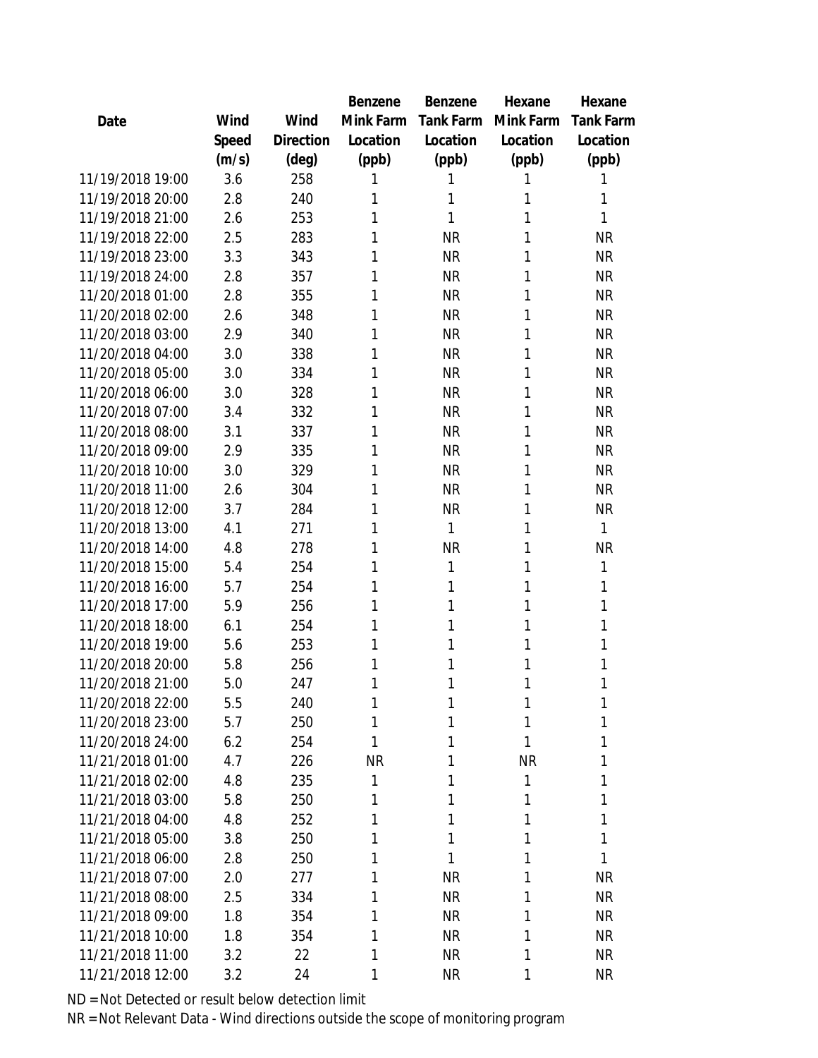| Date | Wind Speed (m/s) | Wind Direction (deg) | Benzene Mink Farm Location (ppb) | Benzene Tank Farm Location (ppb) | Hexane Mink Farm Location (ppb) | Hexane Tank Farm Location (ppb) |
|---|---|---|---|---|---|---|
| 11/19/2018 19:00 | 3.6 | 258 | 1 | 1 | 1 | 1 |
| 11/19/2018 20:00 | 2.8 | 240 | 1 | 1 | 1 | 1 |
| 11/19/2018 21:00 | 2.6 | 253 | 1 | 1 | 1 | 1 |
| 11/19/2018 22:00 | 2.5 | 283 | 1 | NR | 1 | NR |
| 11/19/2018 23:00 | 3.3 | 343 | 1 | NR | 1 | NR |
| 11/19/2018 24:00 | 2.8 | 357 | 1 | NR | 1 | NR |
| 11/20/2018 01:00 | 2.8 | 355 | 1 | NR | 1 | NR |
| 11/20/2018 02:00 | 2.6 | 348 | 1 | NR | 1 | NR |
| 11/20/2018 03:00 | 2.9 | 340 | 1 | NR | 1 | NR |
| 11/20/2018 04:00 | 3.0 | 338 | 1 | NR | 1 | NR |
| 11/20/2018 05:00 | 3.0 | 334 | 1 | NR | 1 | NR |
| 11/20/2018 06:00 | 3.0 | 328 | 1 | NR | 1 | NR |
| 11/20/2018 07:00 | 3.4 | 332 | 1 | NR | 1 | NR |
| 11/20/2018 08:00 | 3.1 | 337 | 1 | NR | 1 | NR |
| 11/20/2018 09:00 | 2.9 | 335 | 1 | NR | 1 | NR |
| 11/20/2018 10:00 | 3.0 | 329 | 1 | NR | 1 | NR |
| 11/20/2018 11:00 | 2.6 | 304 | 1 | NR | 1 | NR |
| 11/20/2018 12:00 | 3.7 | 284 | 1 | NR | 1 | NR |
| 11/20/2018 13:00 | 4.1 | 271 | 1 | 1 | 1 | 1 |
| 11/20/2018 14:00 | 4.8 | 278 | 1 | NR | 1 | NR |
| 11/20/2018 15:00 | 5.4 | 254 | 1 | 1 | 1 | 1 |
| 11/20/2018 16:00 | 5.7 | 254 | 1 | 1 | 1 | 1 |
| 11/20/2018 17:00 | 5.9 | 256 | 1 | 1 | 1 | 1 |
| 11/20/2018 18:00 | 6.1 | 254 | 1 | 1 | 1 | 1 |
| 11/20/2018 19:00 | 5.6 | 253 | 1 | 1 | 1 | 1 |
| 11/20/2018 20:00 | 5.8 | 256 | 1 | 1 | 1 | 1 |
| 11/20/2018 21:00 | 5.0 | 247 | 1 | 1 | 1 | 1 |
| 11/20/2018 22:00 | 5.5 | 240 | 1 | 1 | 1 | 1 |
| 11/20/2018 23:00 | 5.7 | 250 | 1 | 1 | 1 | 1 |
| 11/20/2018 24:00 | 6.2 | 254 | 1 | 1 | 1 | 1 |
| 11/21/2018 01:00 | 4.7 | 226 | NR | 1 | NR | 1 |
| 11/21/2018 02:00 | 4.8 | 235 | 1 | 1 | 1 | 1 |
| 11/21/2018 03:00 | 5.8 | 250 | 1 | 1 | 1 | 1 |
| 11/21/2018 04:00 | 4.8 | 252 | 1 | 1 | 1 | 1 |
| 11/21/2018 05:00 | 3.8 | 250 | 1 | 1 | 1 | 1 |
| 11/21/2018 06:00 | 2.8 | 250 | 1 | 1 | 1 | 1 |
| 11/21/2018 07:00 | 2.0 | 277 | 1 | NR | 1 | NR |
| 11/21/2018 08:00 | 2.5 | 334 | 1 | NR | 1 | NR |
| 11/21/2018 09:00 | 1.8 | 354 | 1 | NR | 1 | NR |
| 11/21/2018 10:00 | 1.8 | 354 | 1 | NR | 1 | NR |
| 11/21/2018 11:00 | 3.2 | 22 | 1 | NR | 1 | NR |
| 11/21/2018 12:00 | 3.2 | 24 | 1 | NR | 1 | NR |

ND = Not Detected or result below detection limit

NR = Not Relevant Data - Wind directions outside the scope of monitoring program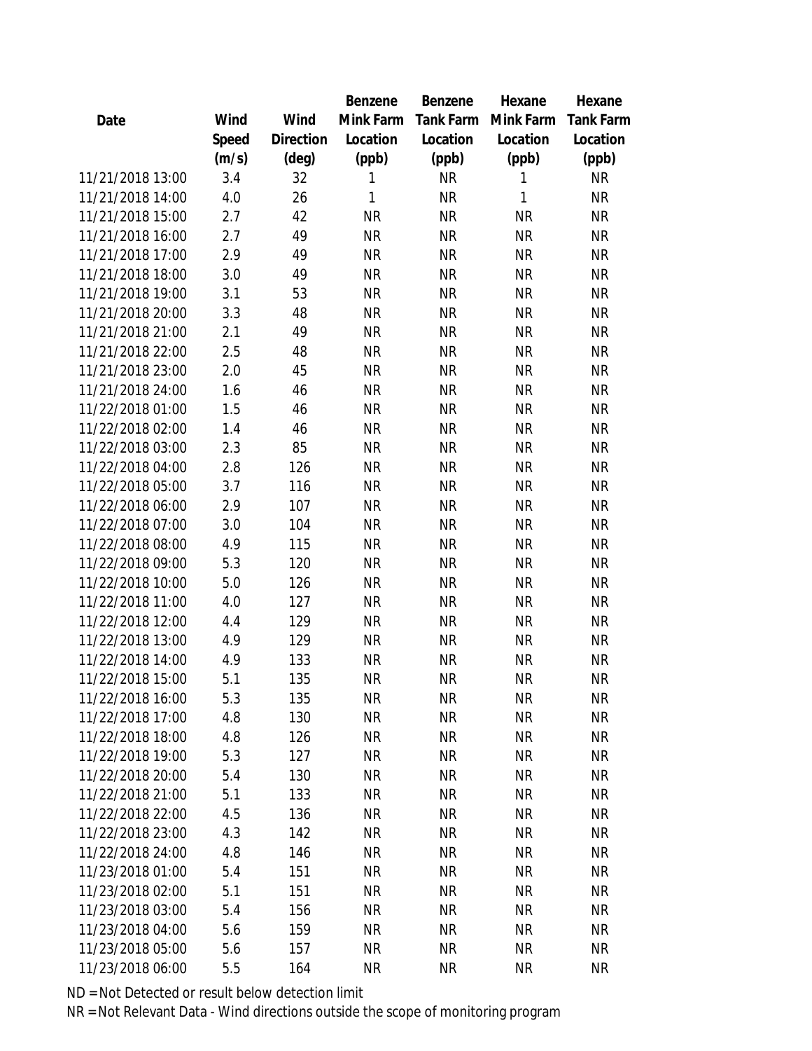| Date | Wind Speed (m/s) | Wind Direction (deg) | Benzene Mink Farm Location (ppb) | Benzene Tank Farm Location (ppb) | Hexane Mink Farm Location (ppb) | Hexane Tank Farm Location (ppb) |
|---|---|---|---|---|---|---|
| 11/21/2018 13:00 | 3.4 | 32 | 1 | NR | 1 | NR |
| 11/21/2018 14:00 | 4.0 | 26 | 1 | NR | 1 | NR |
| 11/21/2018 15:00 | 2.7 | 42 | NR | NR | NR | NR |
| 11/21/2018 16:00 | 2.7 | 49 | NR | NR | NR | NR |
| 11/21/2018 17:00 | 2.9 | 49 | NR | NR | NR | NR |
| 11/21/2018 18:00 | 3.0 | 49 | NR | NR | NR | NR |
| 11/21/2018 19:00 | 3.1 | 53 | NR | NR | NR | NR |
| 11/21/2018 20:00 | 3.3 | 48 | NR | NR | NR | NR |
| 11/21/2018 21:00 | 2.1 | 49 | NR | NR | NR | NR |
| 11/21/2018 22:00 | 2.5 | 48 | NR | NR | NR | NR |
| 11/21/2018 23:00 | 2.0 | 45 | NR | NR | NR | NR |
| 11/21/2018 24:00 | 1.6 | 46 | NR | NR | NR | NR |
| 11/22/2018 01:00 | 1.5 | 46 | NR | NR | NR | NR |
| 11/22/2018 02:00 | 1.4 | 46 | NR | NR | NR | NR |
| 11/22/2018 03:00 | 2.3 | 85 | NR | NR | NR | NR |
| 11/22/2018 04:00 | 2.8 | 126 | NR | NR | NR | NR |
| 11/22/2018 05:00 | 3.7 | 116 | NR | NR | NR | NR |
| 11/22/2018 06:00 | 2.9 | 107 | NR | NR | NR | NR |
| 11/22/2018 07:00 | 3.0 | 104 | NR | NR | NR | NR |
| 11/22/2018 08:00 | 4.9 | 115 | NR | NR | NR | NR |
| 11/22/2018 09:00 | 5.3 | 120 | NR | NR | NR | NR |
| 11/22/2018 10:00 | 5.0 | 126 | NR | NR | NR | NR |
| 11/22/2018 11:00 | 4.0 | 127 | NR | NR | NR | NR |
| 11/22/2018 12:00 | 4.4 | 129 | NR | NR | NR | NR |
| 11/22/2018 13:00 | 4.9 | 129 | NR | NR | NR | NR |
| 11/22/2018 14:00 | 4.9 | 133 | NR | NR | NR | NR |
| 11/22/2018 15:00 | 5.1 | 135 | NR | NR | NR | NR |
| 11/22/2018 16:00 | 5.3 | 135 | NR | NR | NR | NR |
| 11/22/2018 17:00 | 4.8 | 130 | NR | NR | NR | NR |
| 11/22/2018 18:00 | 4.8 | 126 | NR | NR | NR | NR |
| 11/22/2018 19:00 | 5.3 | 127 | NR | NR | NR | NR |
| 11/22/2018 20:00 | 5.4 | 130 | NR | NR | NR | NR |
| 11/22/2018 21:00 | 5.1 | 133 | NR | NR | NR | NR |
| 11/22/2018 22:00 | 4.5 | 136 | NR | NR | NR | NR |
| 11/22/2018 23:00 | 4.3 | 142 | NR | NR | NR | NR |
| 11/22/2018 24:00 | 4.8 | 146 | NR | NR | NR | NR |
| 11/23/2018 01:00 | 5.4 | 151 | NR | NR | NR | NR |
| 11/23/2018 02:00 | 5.1 | 151 | NR | NR | NR | NR |
| 11/23/2018 03:00 | 5.4 | 156 | NR | NR | NR | NR |
| 11/23/2018 04:00 | 5.6 | 159 | NR | NR | NR | NR |
| 11/23/2018 05:00 | 5.6 | 157 | NR | NR | NR | NR |
| 11/23/2018 06:00 | 5.5 | 164 | NR | NR | NR | NR |

ND = Not Detected or result below detection limit

NR = Not Relevant Data - Wind directions outside the scope of monitoring program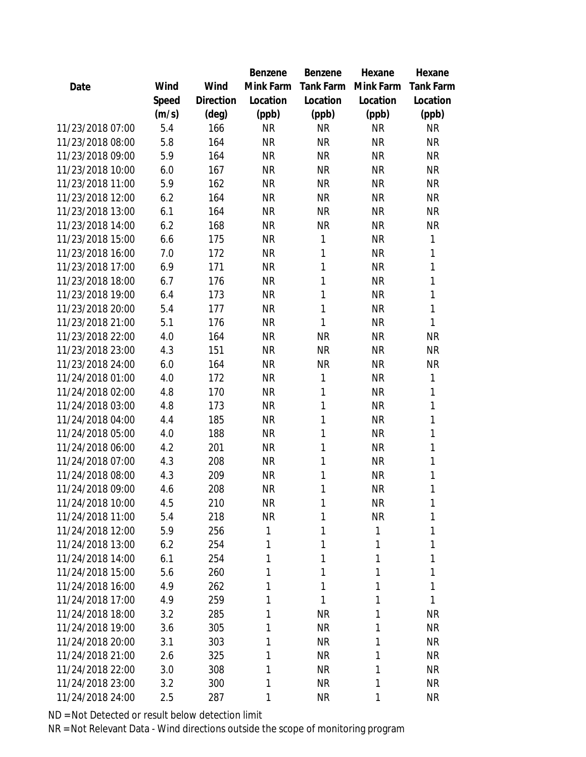| Date | Wind Speed (m/s) | Wind Direction (deg) | Benzene Mink Farm Location (ppb) | Benzene Tank Farm Location (ppb) | Hexane Mink Farm Location (ppb) | Hexane Tank Farm Location (ppb) |
|---|---|---|---|---|---|---|
| 11/23/2018 07:00 | 5.4 | 166 | NR | NR | NR | NR |
| 11/23/2018 08:00 | 5.8 | 164 | NR | NR | NR | NR |
| 11/23/2018 09:00 | 5.9 | 164 | NR | NR | NR | NR |
| 11/23/2018 10:00 | 6.0 | 167 | NR | NR | NR | NR |
| 11/23/2018 11:00 | 5.9 | 162 | NR | NR | NR | NR |
| 11/23/2018 12:00 | 6.2 | 164 | NR | NR | NR | NR |
| 11/23/2018 13:00 | 6.1 | 164 | NR | NR | NR | NR |
| 11/23/2018 14:00 | 6.2 | 168 | NR | NR | NR | NR |
| 11/23/2018 15:00 | 6.6 | 175 | NR | 1 | NR | 1 |
| 11/23/2018 16:00 | 7.0 | 172 | NR | 1 | NR | 1 |
| 11/23/2018 17:00 | 6.9 | 171 | NR | 1 | NR | 1 |
| 11/23/2018 18:00 | 6.7 | 176 | NR | 1 | NR | 1 |
| 11/23/2018 19:00 | 6.4 | 173 | NR | 1 | NR | 1 |
| 11/23/2018 20:00 | 5.4 | 177 | NR | 1 | NR | 1 |
| 11/23/2018 21:00 | 5.1 | 176 | NR | 1 | NR | 1 |
| 11/23/2018 22:00 | 4.0 | 164 | NR | NR | NR | NR |
| 11/23/2018 23:00 | 4.3 | 151 | NR | NR | NR | NR |
| 11/23/2018 24:00 | 6.0 | 164 | NR | NR | NR | NR |
| 11/24/2018 01:00 | 4.0 | 172 | NR | 1 | NR | 1 |
| 11/24/2018 02:00 | 4.8 | 170 | NR | 1 | NR | 1 |
| 11/24/2018 03:00 | 4.8 | 173 | NR | 1 | NR | 1 |
| 11/24/2018 04:00 | 4.4 | 185 | NR | 1 | NR | 1 |
| 11/24/2018 05:00 | 4.0 | 188 | NR | 1 | NR | 1 |
| 11/24/2018 06:00 | 4.2 | 201 | NR | 1 | NR | 1 |
| 11/24/2018 07:00 | 4.3 | 208 | NR | 1 | NR | 1 |
| 11/24/2018 08:00 | 4.3 | 209 | NR | 1 | NR | 1 |
| 11/24/2018 09:00 | 4.6 | 208 | NR | 1 | NR | 1 |
| 11/24/2018 10:00 | 4.5 | 210 | NR | 1 | NR | 1 |
| 11/24/2018 11:00 | 5.4 | 218 | NR | 1 | NR | 1 |
| 11/24/2018 12:00 | 5.9 | 256 | 1 | 1 | 1 | 1 |
| 11/24/2018 13:00 | 6.2 | 254 | 1 | 1 | 1 | 1 |
| 11/24/2018 14:00 | 6.1 | 254 | 1 | 1 | 1 | 1 |
| 11/24/2018 15:00 | 5.6 | 260 | 1 | 1 | 1 | 1 |
| 11/24/2018 16:00 | 4.9 | 262 | 1 | 1 | 1 | 1 |
| 11/24/2018 17:00 | 4.9 | 259 | 1 | 1 | 1 | 1 |
| 11/24/2018 18:00 | 3.2 | 285 | 1 | NR | 1 | NR |
| 11/24/2018 19:00 | 3.6 | 305 | 1 | NR | 1 | NR |
| 11/24/2018 20:00 | 3.1 | 303 | 1 | NR | 1 | NR |
| 11/24/2018 21:00 | 2.6 | 325 | 1 | NR | 1 | NR |
| 11/24/2018 22:00 | 3.0 | 308 | 1 | NR | 1 | NR |
| 11/24/2018 23:00 | 3.2 | 300 | 1 | NR | 1 | NR |
| 11/24/2018 24:00 | 2.5 | 287 | 1 | NR | 1 | NR |

ND = Not Detected or result below detection limit

NR = Not Relevant Data - Wind directions outside the scope of monitoring program